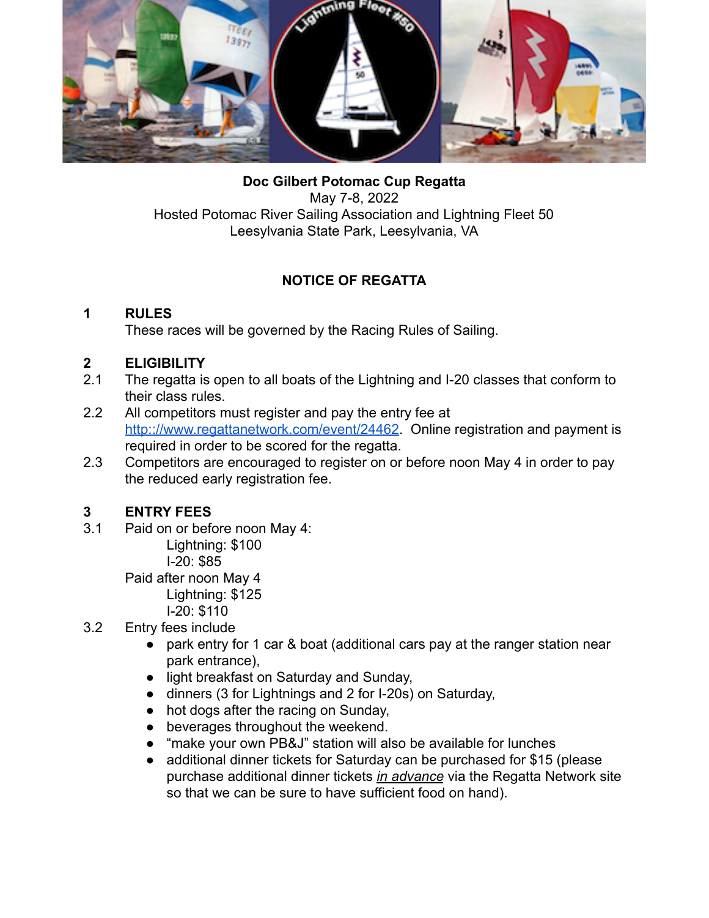**Doc Gilbert Potomac Cup Regatta**
May 7-8, 2022
Hosted Potomac River Sailing Association and Lightning Fleet 50
Leesylvania State Park, Leesylvania, VA

## NOTICE OF REGATTA

### 1 RULES

These races will be governed by the Racing Rules of Sailing.

### 2 ELIGIBILITY

2.1 The regatta is open to all boats of the Lightning and I-20 classes that conform to their class rules.

2.2 All competitors must register and pay the entry fee at [http:://www.regattanetwork.com/event/24462](http:://www.regattanetwork.com/event/24462). Online registration and payment is required in order to be scored for the regatta.

2.3 Competitors are encouraged to register on or before noon May 4 in order to pay the reduced early registration fee.

### 3 ENTRY FEES

3.1 Paid on or before noon May 4:

  Lightning: $100
  I-20: $85

Paid after noon May 4

  Lightning: $125
  I-20: $110

3.2 Entry fees include

- park entry for 1 car & boat (additional cars pay at the ranger station near park entrance),
- light breakfast on Saturday and Sunday,
- dinners (3 for Lightnings and 2 for I-20s) on Saturday,
- hot dogs after the racing on Sunday,
- beverages throughout the weekend.
- “make your own PB&J” station will also be available for lunches
- additional dinner tickets for Saturday can be purchased for $15 (please purchase additional dinner tickets ***in advance*** via the Regatta Network site so that we can be sure to have sufficient food on hand).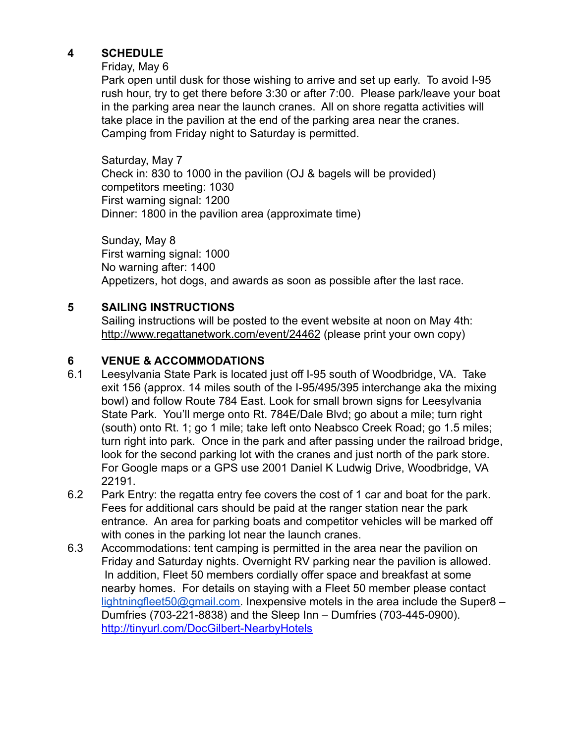## 4 SCHEDULE

Friday, May 6

Park open until dusk for those wishing to arrive and set up early. To avoid I-95 rush hour, try to get there before 3:30 or after 7:00. Please park/leave your boat in the parking area near the launch cranes. All on shore regatta activities will take place in the pavilion at the end of the parking area near the cranes. Camping from Friday night to Saturday is permitted.

Saturday, May 7
Check in: 830 to 1000 in the pavilion (OJ & bagels will be provided)
competitors meeting: 1030
First warning signal: 1200
Dinner: 1800 in the pavilion area (approximate time)

Sunday, May 8
First warning signal: 1000
No warning after: 1400
Appetizers, hot dogs, and awards as soon as possible after the last race.

## 5 SAILING INSTRUCTIONS

Sailing instructions will be posted to the event website at noon on May 4th: [http://www.regattanetwork.com/event/24462](http://www.regattanetwork.com/event/24462) (please print your own copy)

## 6 VENUE & ACCOMMODATIONS

6.1 Leesylvania State Park is located just off I-95 south of Woodbridge, VA. Take exit 156 (approx. 14 miles south of the I-95/495/395 interchange aka the mixing bowl) and follow Route 784 East. Look for small brown signs for Leesylvania State Park. You'll merge onto Rt. 784E/Dale Blvd; go about a mile; turn right (south) onto Rt. 1; go 1 mile; take left onto Neabsco Creek Road; go 1.5 miles; turn right into park. Once in the park and after passing under the railroad bridge, look for the second parking lot with the cranes and just north of the park store. For Google maps or a GPS use 2001 Daniel K Ludwig Drive, Woodbridge, VA 22191.

6.2 Park Entry: the regatta entry fee covers the cost of 1 car and boat for the park. Fees for additional cars should be paid at the ranger station near the park entrance. An area for parking boats and competitor vehicles will be marked off with cones in the parking lot near the launch cranes.

6.3 Accommodations: tent camping is permitted in the area near the pavilion on Friday and Saturday nights. Overnight RV parking near the pavilion is allowed. In addition, Fleet 50 members cordially offer space and breakfast at some nearby homes. For details on staying with a Fleet 50 member please contact [lightningfleet50@gmail.com](mailto:lightningfleet50@gmail.com). Inexpensive motels in the area include the Super8 – Dumfries (703-221-8838) and the Sleep Inn – Dumfries (703-445-0900). [http://tinyurl.com/DocGilbert-NearbyHotels](http://tinyurl.com/DocGilbert-NearbyHotels)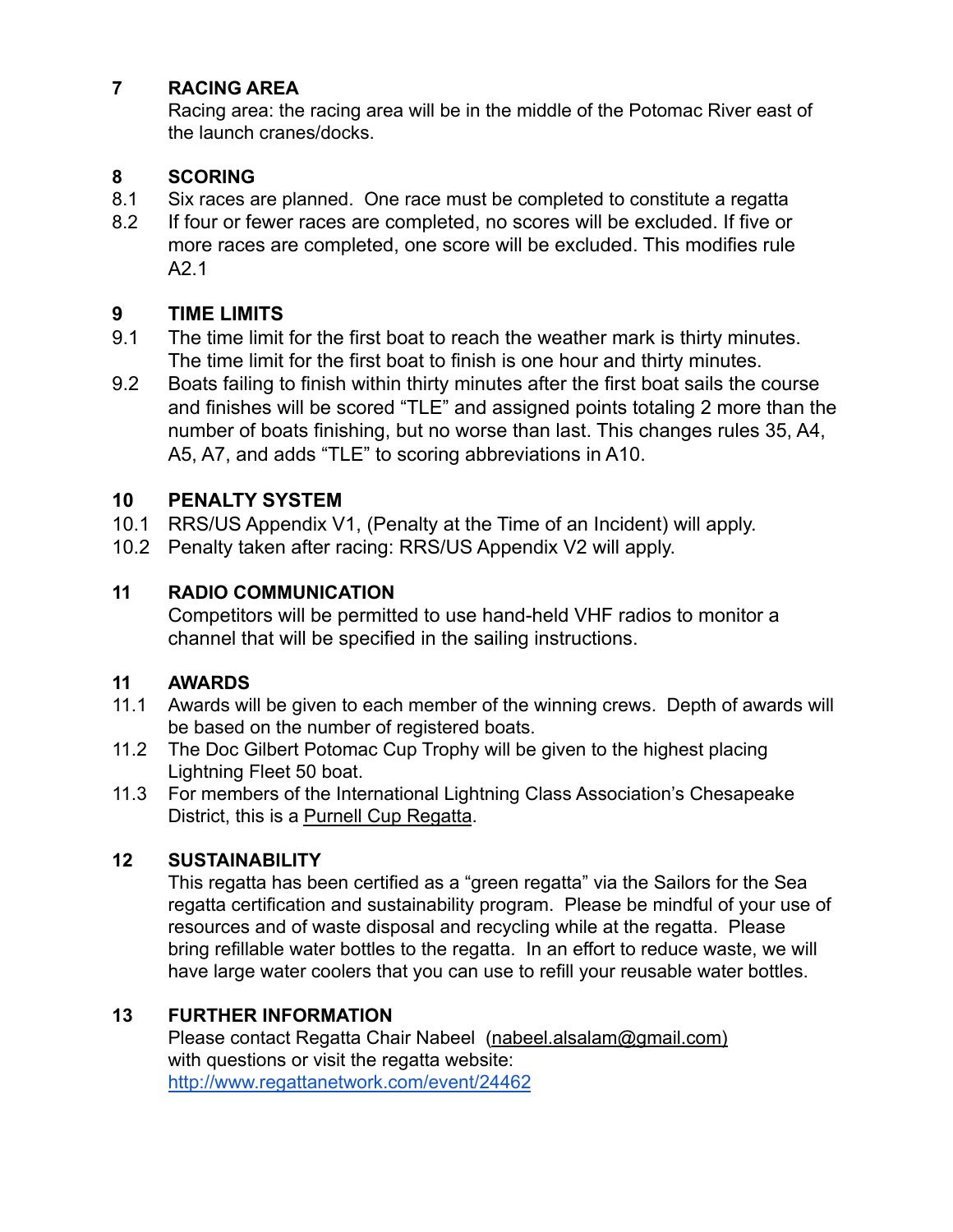## 7 RACING AREA

Racing area: the racing area will be in the middle of the Potomac River east of the launch cranes/docks.

## 8 SCORING

8.1 Six races are planned. One race must be completed to constitute a regatta

8.2 If four or fewer races are completed, no scores will be excluded. If five or more races are completed, one score will be excluded. This modifies rule A2.1

## 9 TIME LIMITS

9.1 The time limit for the first boat to reach the weather mark is thirty minutes. The time limit for the first boat to finish is one hour and thirty minutes.

9.2 Boats failing to finish within thirty minutes after the first boat sails the course and finishes will be scored “TLE” and assigned points totaling 2 more than the number of boats finishing, but no worse than last. This changes rules 35, A4, A5, A7, and adds “TLE” to scoring abbreviations in A10.

## 10 PENALTY SYSTEM

10.1 RRS/US Appendix V1, (Penalty at the Time of an Incident) will apply.

10.2 Penalty taken after racing: RRS/US Appendix V2 will apply.

## 11 RADIO COMMUNICATION

Competitors will be permitted to use hand-held VHF radios to monitor a channel that will be specified in the sailing instructions.

## 11 AWARDS

11.1 Awards will be given to each member of the winning crews. Depth of awards will be based on the number of registered boats.

11.2 The Doc Gilbert Potomac Cup Trophy will be given to the highest placing Lightning Fleet 50 boat.

11.3 For members of the International Lightning Class Association’s Chesapeake District, this is a Purnell Cup Regatta.

## 12 SUSTAINABILITY

This regatta has been certified as a “green regatta” via the Sailors for the Sea regatta certification and sustainability program. Please be mindful of your use of resources and of waste disposal and recycling while at the regatta. Please bring refillable water bottles to the regatta. In an effort to reduce waste, we will have large water coolers that you can use to refill your reusable water bottles.

## 13 FURTHER INFORMATION

Please contact Regatta Chair Nabeel (nabeel.alsalam@gmail.com) with questions or visit the regatta website: http://www.regattanetwork.com/event/24462